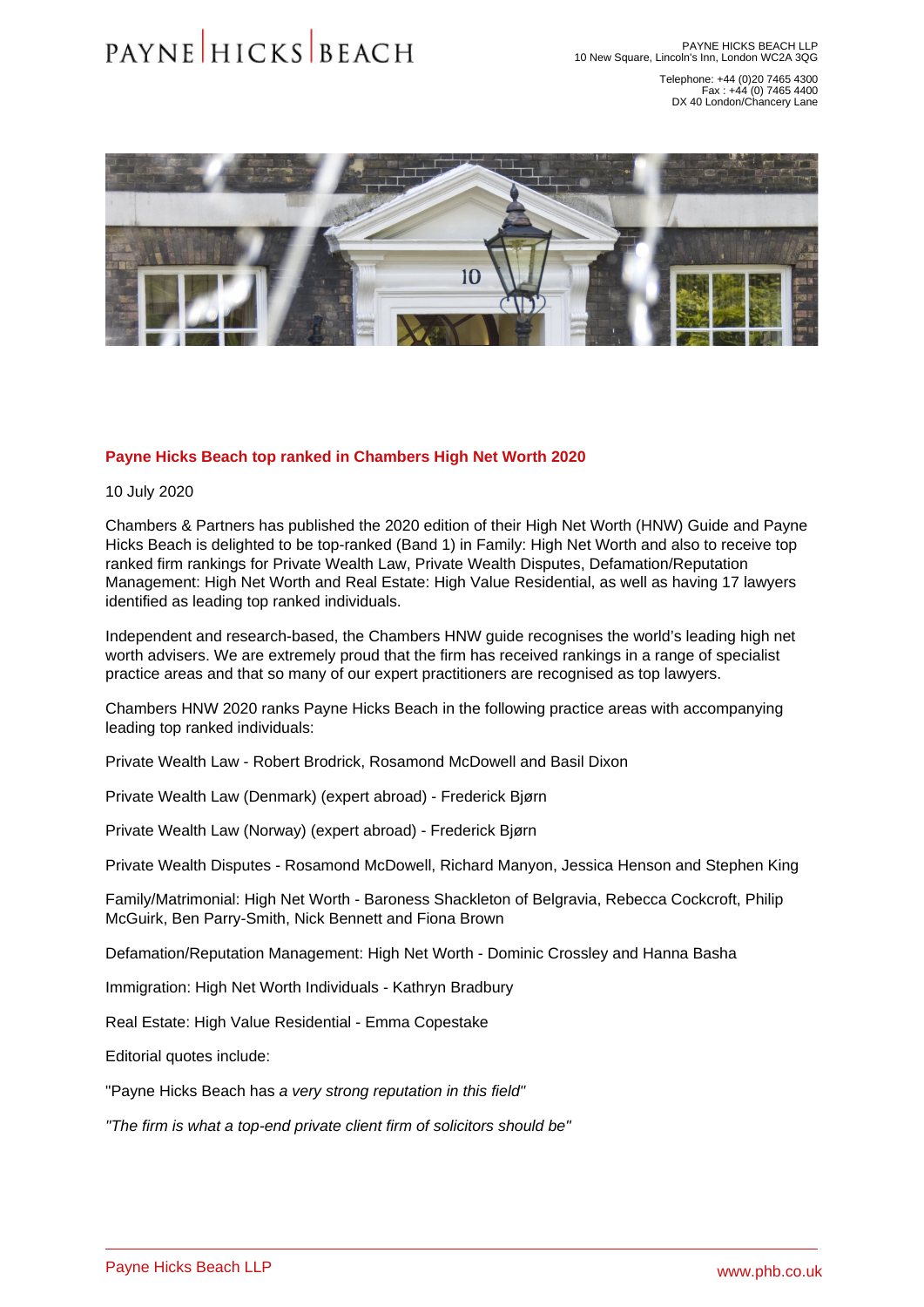## Payne Hicks Beach top ranked in Chambers High Net Worth 2020

10 July 2020

Chambers & Partners has published the 2020 edition of their High Net Worth (HNW) Guide and Payne Hicks Beach is delighted to be top-ranked (Band 1) in Family: High Net Worth and also to receive top ranked firm rankings for Private Wealth Law, Private Wealth Disputes, Defamation/Reputation Management: High Net Worth and Real Estate: High Value Residential, as well as having 17 lawyers identified as leading top ranked individuals.

Independent and research-based, the Chambers HNW guide recognises the world's leading high net worth advisers. We are extremely proud that the firm has received rankings in a range of specialist practice areas and that so many of our expert practitioners are recognised as top lawyers.

Chambers HNW 2020 ranks Payne Hicks Beach in the following practice areas with accompanying leading top ranked individuals:

Private Wealth Law - Robert Brodrick, Rosamond McDowell and Basil Dixon

Private Wealth Law (Denmark) (expert abroad) - Frederick Bjørn

Private Wealth Law (Norway) (expert abroad) - Frederick Bjørn

Private Wealth Disputes - Rosamond McDowell, Richard Manyon, Jessica Henson and Stephen King

Family/Matrimonial: High Net Worth - Baroness Shackleton of Belgravia, Rebecca Cockcroft, Philip McGuirk, Ben Parry-Smith, Nick Bennett and Fiona Brown

Defamation/Reputation Management: High Net Worth - Dominic Crossley and Hanna Basha

Immigration: High Net Worth Individuals - Kathryn Bradbury

Real Estate: High Value Residential - Emma Copestake

Editorial quotes include:

"Payne Hicks Beach has *a very strong reputation in this field"*

*"The firm is what a top-end private client firm of solicitors should be"*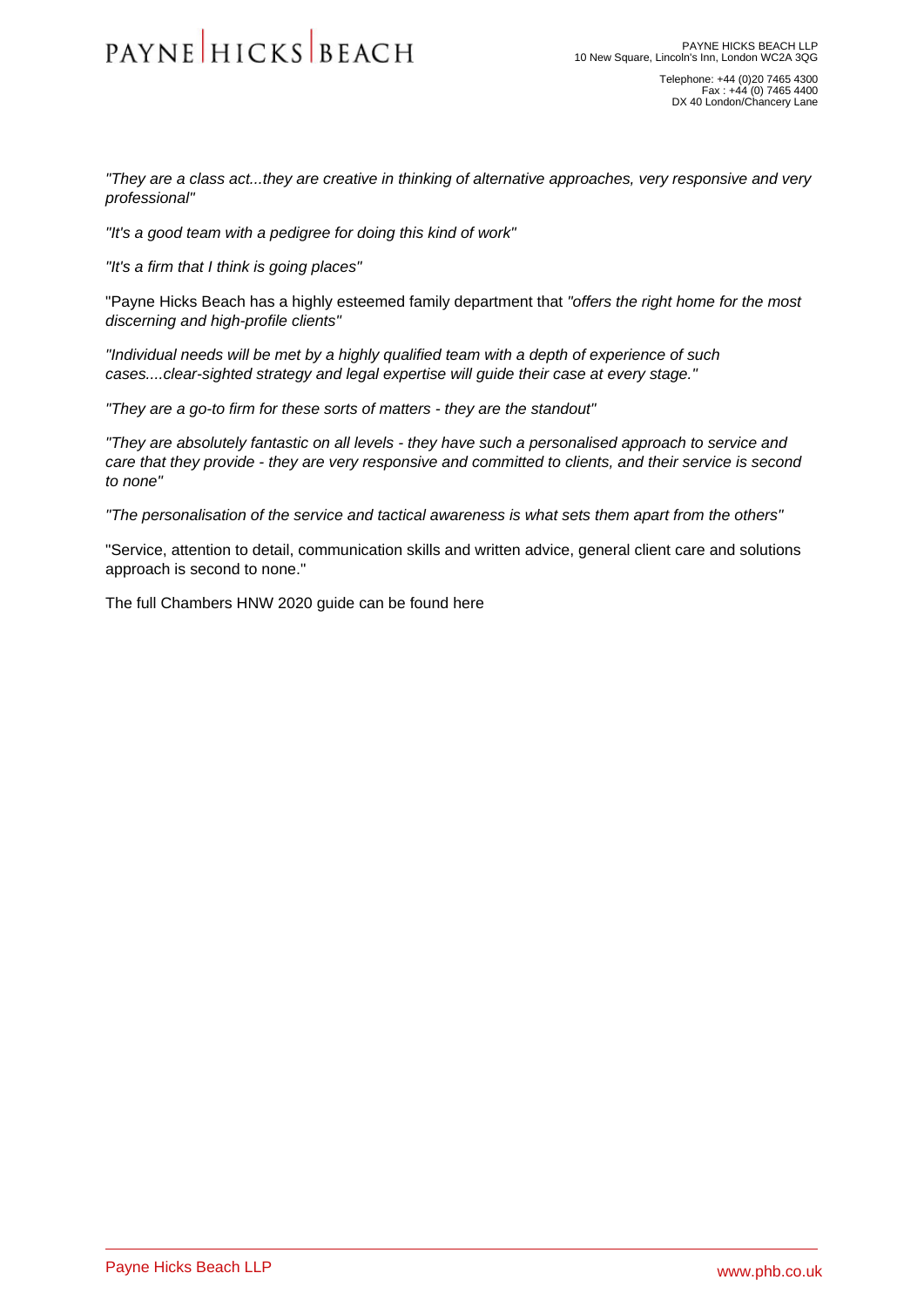*"They are a class act...they are creative in thinking of alternative approaches, very responsive and very professional"*

*"It's a good team with a pedigree for doing this kind of work"*

*"It's a firm that I think is going places"*

"Payne Hicks Beach has a highly esteemed family department that *"offers the right home for the most discerning and high-profile clients"*

*"Individual needs will be met by a highly qualified team with a depth of experience of such cases....clear-sighted strategy and legal expertise will guide their case at every stage."*

*"They are a go-to firm for these sorts of matters - they are the standout"*

*"They are absolutely fantastic on all levels - they have such a personalised approach to service and care that they provide - they are very responsive and committed to clients, and their service is second to none"*

*"The personalisation of the service and tactical awareness is what sets them apart from the others"*

"Service, attention to detail, communication skills and written advice, general client care and solutions approach is second to none."

The full Chambers HNW 2020 guide can be found here